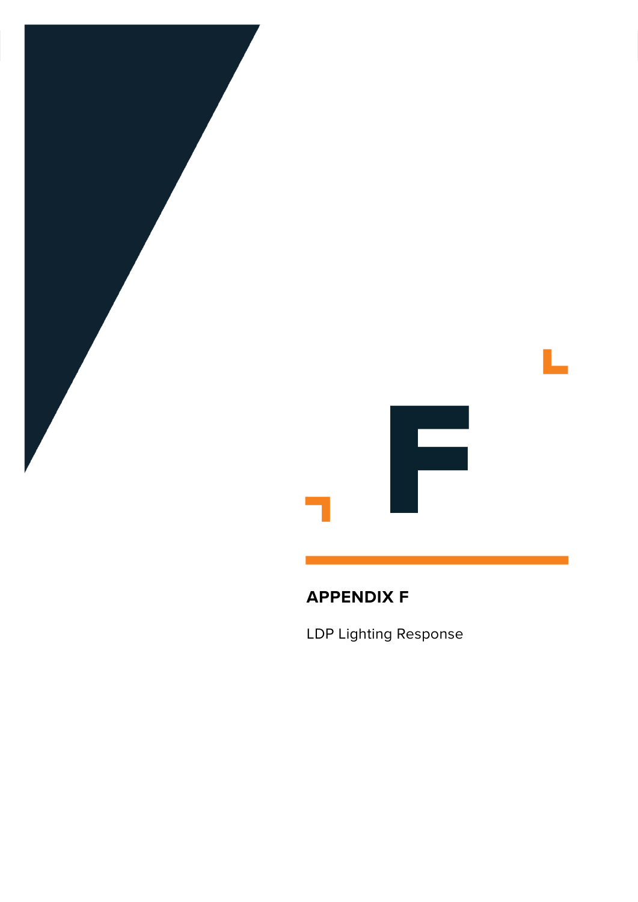F

# APPENDIX F

LDP Lighting Response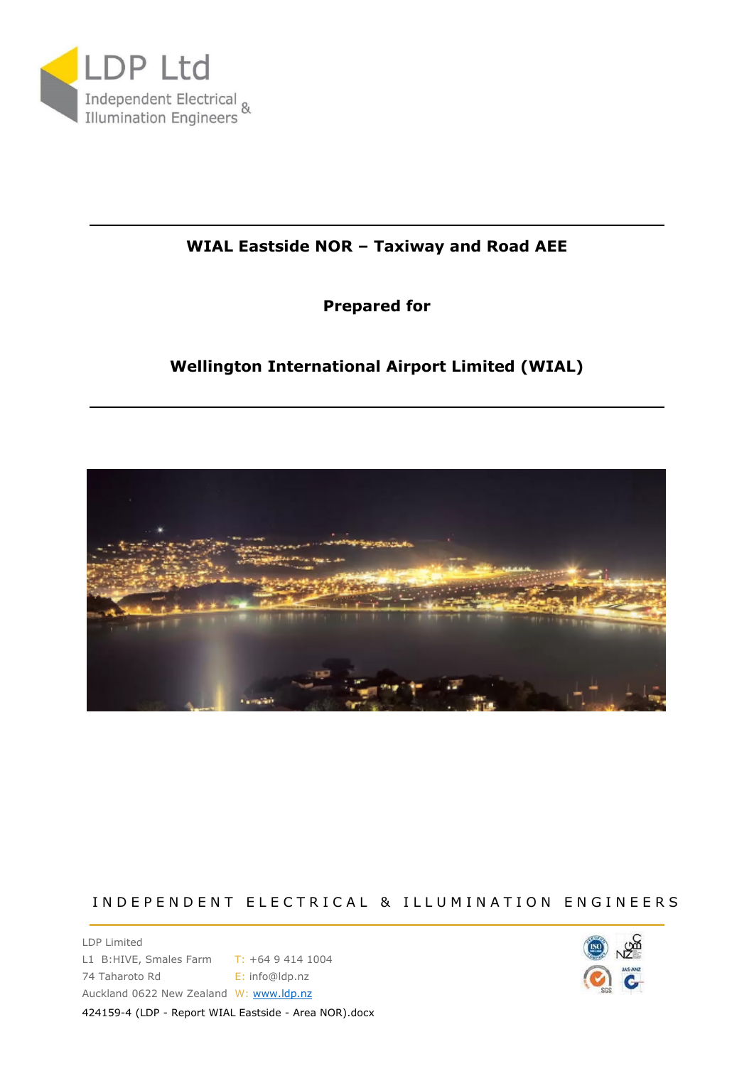LDP Ltd

Independent Electrical & Illumination Engineers

**WIAL Eastside NOR – Taxiway and Road AEE**

**Prepared for**

**Wellington International Airport Limited (WIAL)**

INDEPENDENT ELECTRICAL & ILLUMINATION ENGINEERS

LDP Limited
L1 B:HIVE, Smales Farm
74 Taharoto Rd
Auckland 0622 New Zealand

T: +64 9 414 1004
E: info@ldp.nz
W: www.ldp.nz

424159-4 (LDP - Report WIAL Eastside - Area NOR).docx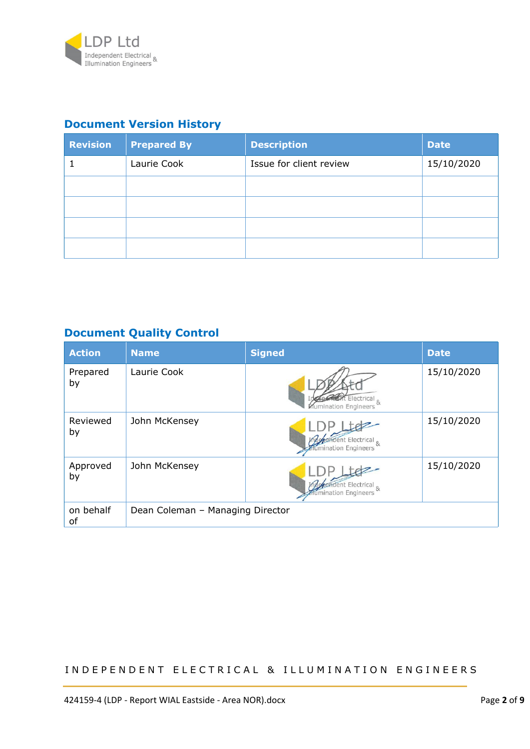## Document Version History

| Revision | Prepared By | Description | Date |
|---|---|---|---|
| 1 | Laurie Cook | Issue for client review | 15/10/2020 |
| | | | |
| | | | |
| | | | |
| | | | |

## Document Quality Control

| Action | Name | Signed | Date |
|---|---|---|---|
| Prepared by | Laurie Cook | | 15/10/2020 |
| Reviewed by | John McKensey | | 15/10/2020 |
| Approved by | John McKensey | | 15/10/2020 |
| on behalf of | Dean Coleman – Managing Director | | |

INDEPENDENT ELECTRICAL & ILLUMINATION ENGINEERS

424159-4 (LDP - Report WIAL Eastside - Area NOR).docx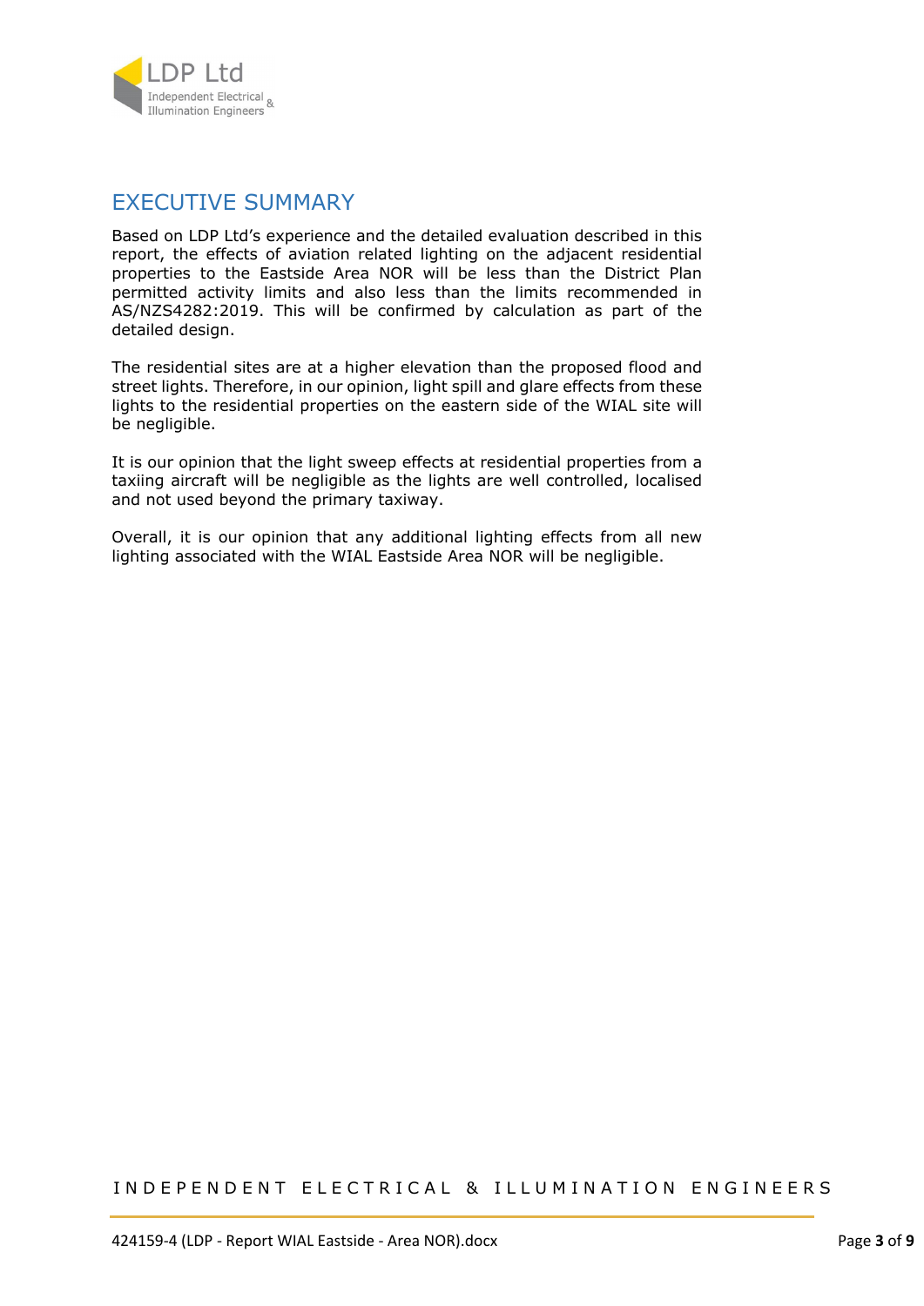# EXECUTIVE SUMMARY

Based on LDP Ltd's experience and the detailed evaluation described in this report, the effects of aviation related lighting on the adjacent residential properties to the Eastside Area NOR will be less than the District Plan permitted activity limits and also less than the limits recommended in AS/NZS4282:2019. This will be confirmed by calculation as part of the detailed design.

The residential sites are at a higher elevation than the proposed flood and street lights. Therefore, in our opinion, light spill and glare effects from these lights to the residential properties on the eastern side of the WIAL site will be negligible.

It is our opinion that the light sweep effects at residential properties from a taxiing aircraft will be negligible as the lights are well controlled, localised and not used beyond the primary taxiway.

Overall, it is our opinion that any additional lighting effects from all new lighting associated with the WIAL Eastside Area NOR will be negligible.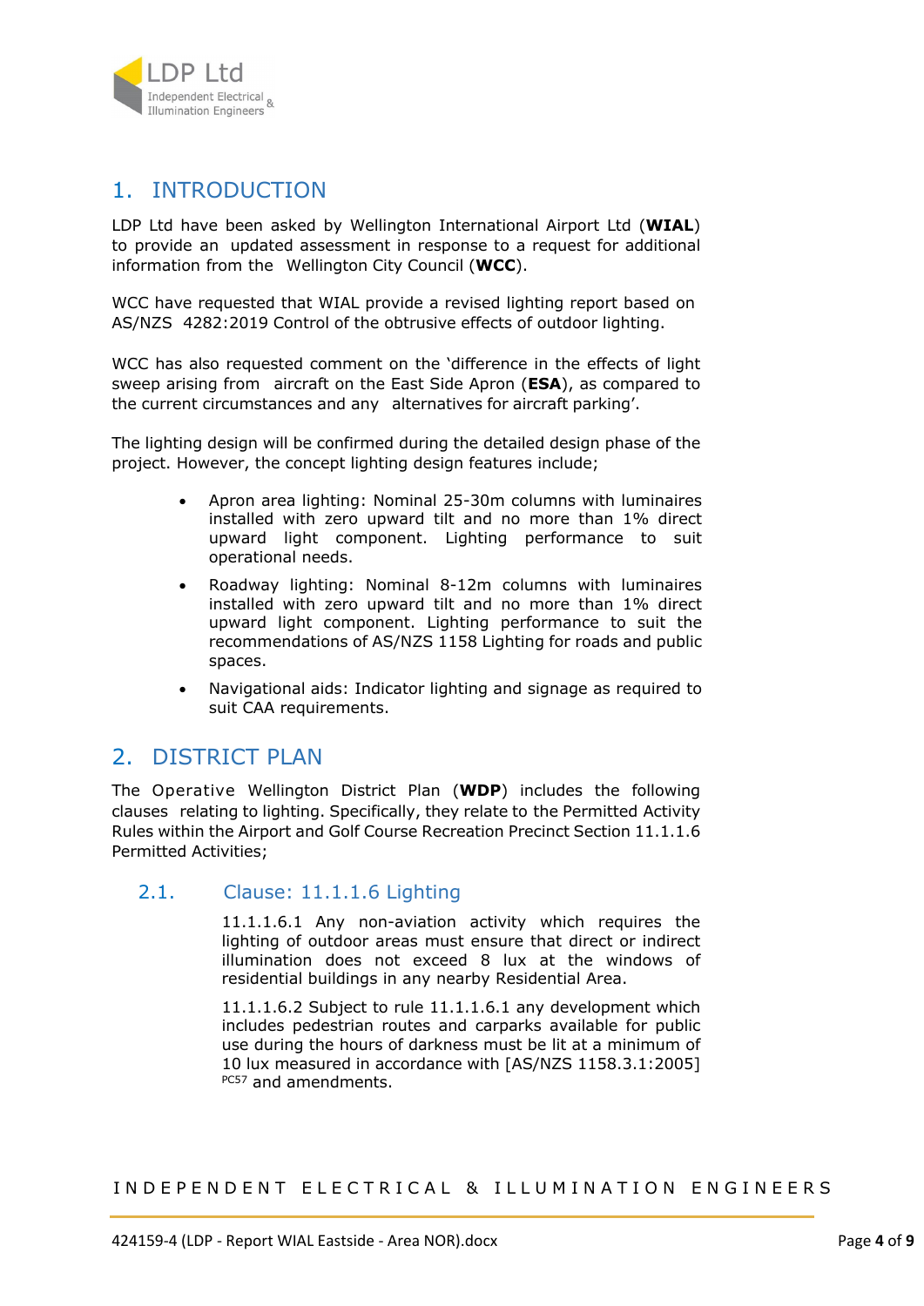# 1. INTRODUCTION

LDP Ltd have been asked by Wellington International Airport Ltd (**WIAL**) to provide an updated assessment in response to a request for additional information from the Wellington City Council (**WCC**).

WCC have requested that WIAL provide a revised lighting report based on AS/NZS 4282:2019 Control of the obtrusive effects of outdoor lighting.

WCC has also requested comment on the 'difference in the effects of light sweep arising from aircraft on the East Side Apron (**ESA**), as compared to the current circumstances and any alternatives for aircraft parking'.

The lighting design will be confirmed during the detailed design phase of the project. However, the concept lighting design features include;

- Apron area lighting: Nominal 25-30m columns with luminaires installed with zero upward tilt and no more than 1% direct upward light component. Lighting performance to suit operational needs.
- Roadway lighting: Nominal 8-12m columns with luminaires installed with zero upward tilt and no more than 1% direct upward light component. Lighting performance to suit the recommendations of AS/NZS 1158 Lighting for roads and public spaces.
- Navigational aids: Indicator lighting and signage as required to suit CAA requirements.

# 2. DISTRICT PLAN

The Operative Wellington District Plan (**WDP**) includes the following clauses relating to lighting. Specifically, they relate to the Permitted Activity Rules within the Airport and Golf Course Recreation Precinct Section 11.1.1.6 Permitted Activities;

## 2.1. Clause: 11.1.1.6 Lighting

11.1.1.6.1 Any non-aviation activity which requires the lighting of outdoor areas must ensure that direct or indirect illumination does not exceed 8 lux at the windows of residential buildings in any nearby Residential Area.

11.1.1.6.2 Subject to rule 11.1.1.6.1 any development which includes pedestrian routes and carparks available for public use during the hours of darkness must be lit at a minimum of 10 lux measured in accordance with [AS/NZS 1158.3.1:2005] [PC57] and amendments.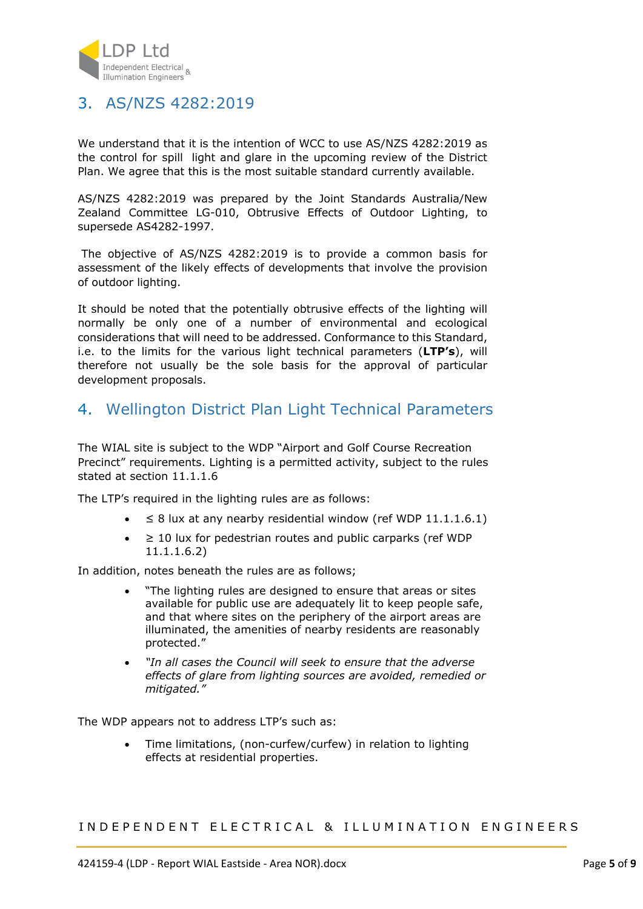## 3. AS/NZS 4282:2019

We understand that it is the intention of WCC to use AS/NZS 4282:2019 as the control for spill light and glare in the upcoming review of the District Plan. We agree that this is the most suitable standard currently available.

AS/NZS 4282:2019 was prepared by the Joint Standards Australia/New Zealand Committee LG-010, Obtrusive Effects of Outdoor Lighting, to supersede AS4282-1997.

The objective of AS/NZS 4282:2019 is to provide a common basis for assessment of the likely effects of developments that involve the provision of outdoor lighting.

It should be noted that the potentially obtrusive effects of the lighting will normally be only one of a number of environmental and ecological considerations that will need to be addressed. Conformance to this Standard, i.e. to the limits for the various light technical parameters (**LTP's**), will therefore not usually be the sole basis for the approval of particular development proposals.

## 4. Wellington District Plan Light Technical Parameters

The WIAL site is subject to the WDP "Airport and Golf Course Recreation Precinct" requirements. Lighting is a permitted activity, subject to the rules stated at section 11.1.1.6

The LTP's required in the lighting rules are as follows:

- ≤ 8 lux at any nearby residential window (ref WDP 11.1.1.6.1)
- ≥ 10 lux for pedestrian routes and public carparks (ref WDP 11.1.1.6.2)

In addition, notes beneath the rules are as follows;

- "The lighting rules are designed to ensure that areas or sites available for public use are adequately lit to keep people safe, and that where sites on the periphery of the airport areas are illuminated, the amenities of nearby residents are reasonably protected."
- *"In all cases the Council will seek to ensure that the adverse effects of glare from lighting sources are avoided, remedied or mitigated."*

The WDP appears not to address LTP's such as:

- Time limitations, (non-curfew/curfew) in relation to lighting effects at residential properties.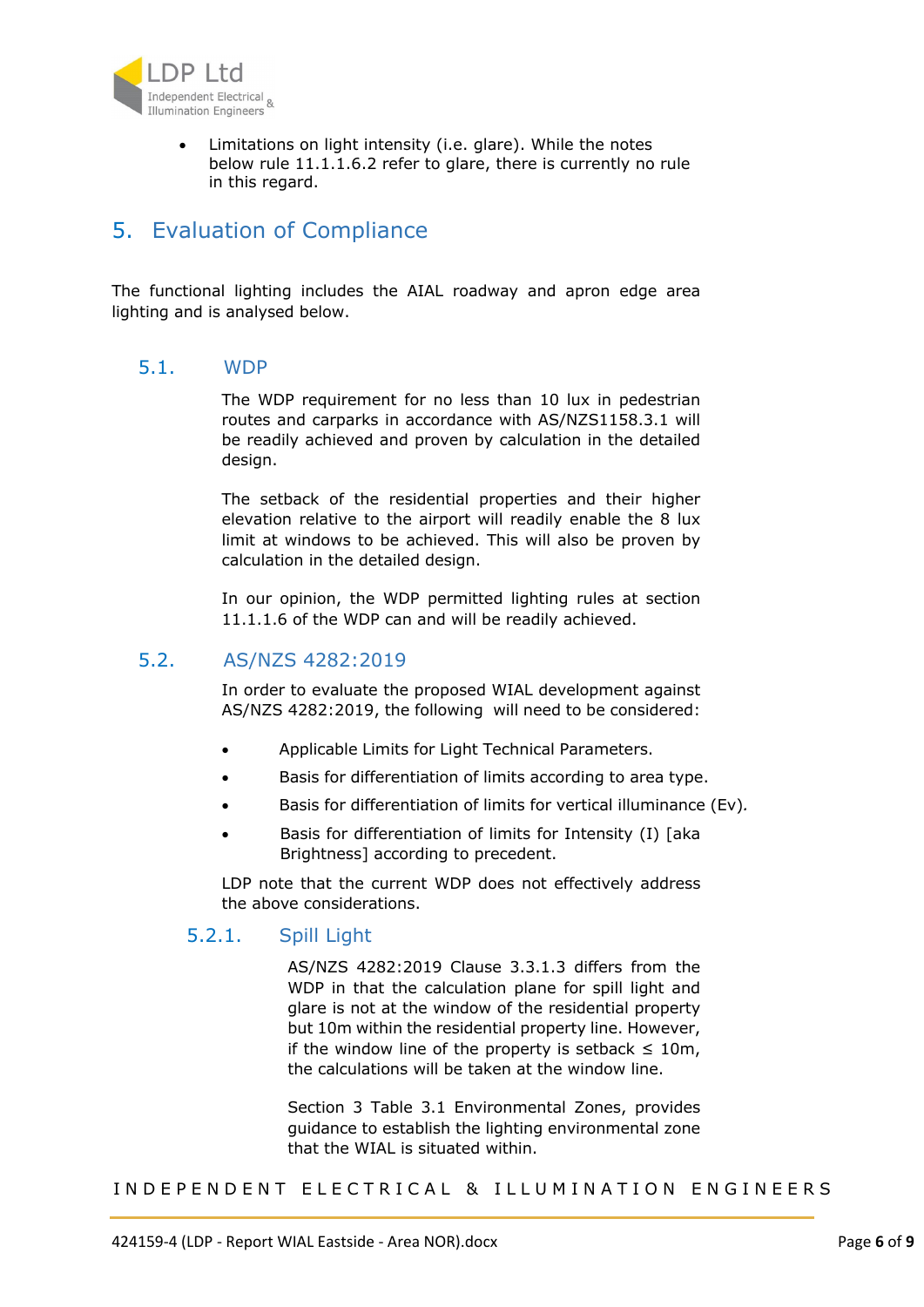- Limitations on light intensity (i.e. glare). While the notes below rule 11.1.1.6.2 refer to glare, there is currently no rule in this regard.

# 5. Evaluation of Compliance

The functional lighting includes the AIAL roadway and apron edge area lighting and is analysed below.

## 5.1. WDP

The WDP requirement for no less than 10 lux in pedestrian routes and carparks in accordance with AS/NZS1158.3.1 will be readily achieved and proven by calculation in the detailed design.

The setback of the residential properties and their higher elevation relative to the airport will readily enable the 8 lux limit at windows to be achieved. This will also be proven by calculation in the detailed design.

In our opinion, the WDP permitted lighting rules at section 11.1.1.6 of the WDP can and will be readily achieved.

## 5.2. AS/NZS 4282:2019

In order to evaluate the proposed WIAL development against AS/NZS 4282:2019, the following will need to be considered:

- Applicable Limits for Light Technical Parameters.
- Basis for differentiation of limits according to area type.
- Basis for differentiation of limits for vertical illuminance (Ev).
- Basis for differentiation of limits for Intensity (I) [aka Brightness] according to precedent.

LDP note that the current WDP does not effectively address the above considerations.

### 5.2.1. Spill Light

AS/NZS 4282:2019 Clause 3.3.1.3 differs from the WDP in that the calculation plane for spill light and glare is not at the window of the residential property but 10m within the residential property line. However, if the window line of the property is setback ≤ 10m, the calculations will be taken at the window line.

Section 3 Table 3.1 Environmental Zones, provides guidance to establish the lighting environmental zone that the WIAL is situated within.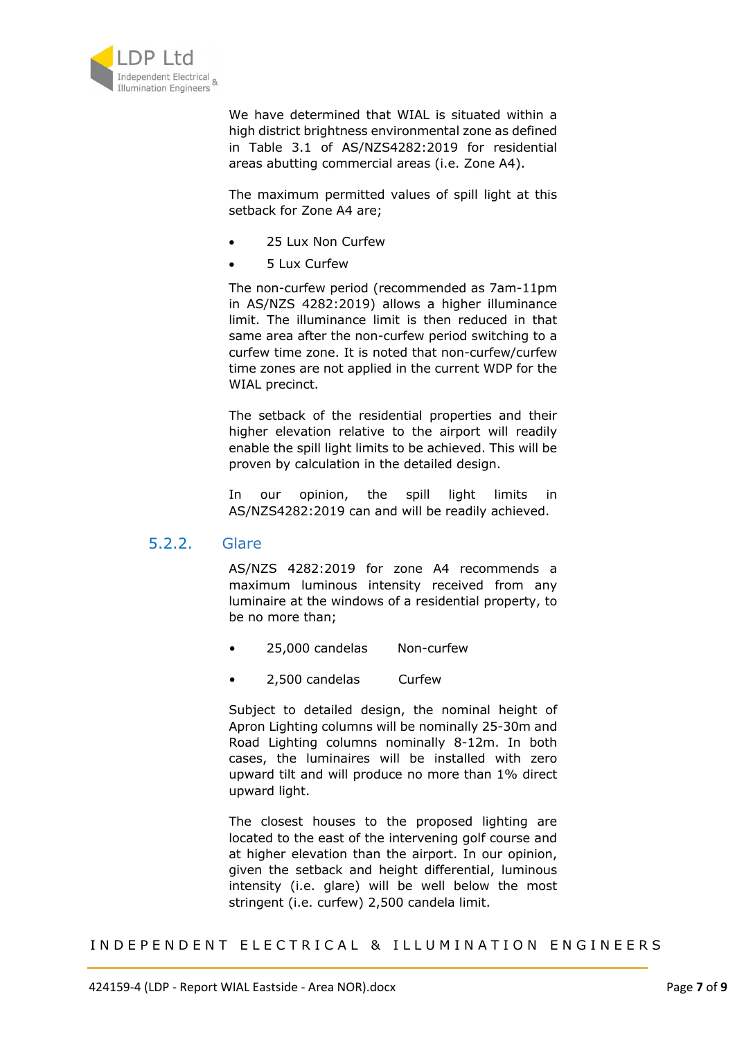We have determined that WIAL is situated within a high district brightness environmental zone as defined in Table 3.1 of AS/NZS4282:2019 for residential areas abutting commercial areas (i.e. Zone A4).

The maximum permitted values of spill light at this setback for Zone A4 are;

- 25 Lux Non Curfew
- 5 Lux Curfew

The non-curfew period (recommended as 7am-11pm in AS/NZS 4282:2019) allows a higher illuminance limit. The illuminance limit is then reduced in that same area after the non-curfew period switching to a curfew time zone. It is noted that non-curfew/curfew time zones are not applied in the current WDP for the WIAL precinct.

The setback of the residential properties and their higher elevation relative to the airport will readily enable the spill light limits to be achieved. This will be proven by calculation in the detailed design.

In our opinion, the spill light limits in AS/NZS4282:2019 can and will be readily achieved.

### 5.2.2. Glare

AS/NZS 4282:2019 for zone A4 recommends a maximum luminous intensity received from any luminaire at the windows of a residential property, to be no more than;

- 25,000 candelas Non-curfew
- 2,500 candelas Curfew

Subject to detailed design, the nominal height of Apron Lighting columns will be nominally 25-30m and Road Lighting columns nominally 8-12m. In both cases, the luminaires will be installed with zero upward tilt and will produce no more than 1% direct upward light.

The closest houses to the proposed lighting are located to the east of the intervening golf course and at higher elevation than the airport. In our opinion, given the setback and height differential, luminous intensity (i.e. glare) will be well below the most stringent (i.e. curfew) 2,500 candela limit.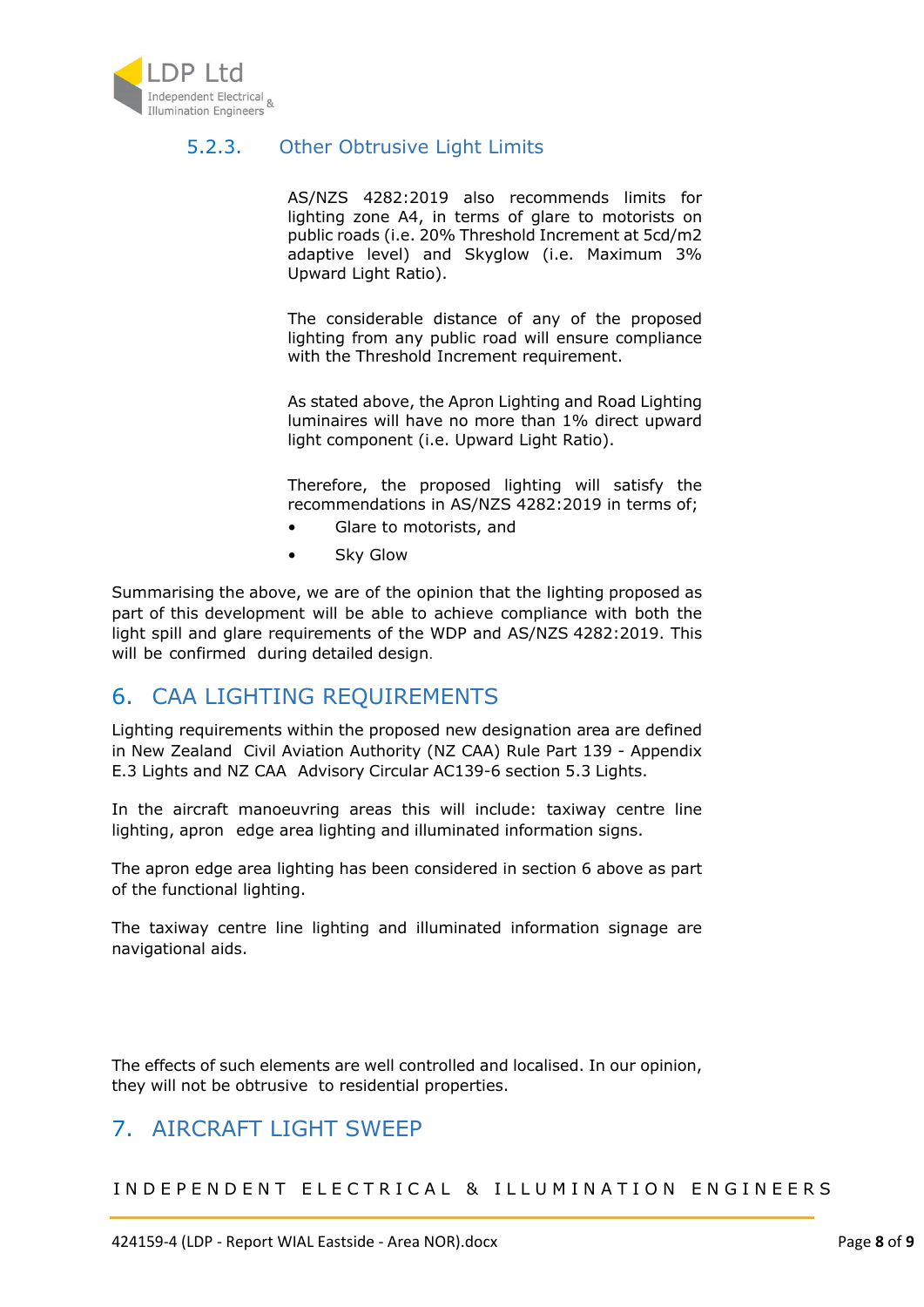### 5.2.3. Other Obtrusive Light Limits

AS/NZS 4282:2019 also recommends limits for lighting zone A4, in terms of glare to motorists on public roads (i.e. 20% Threshold Increment at 5cd/m2 adaptive level) and Skyglow (i.e. Maximum 3% Upward Light Ratio).

The considerable distance of any of the proposed lighting from any public road will ensure compliance with the Threshold Increment requirement.

As stated above, the Apron Lighting and Road Lighting luminaires will have no more than 1% direct upward light component (i.e. Upward Light Ratio).

Therefore, the proposed lighting will satisfy the recommendations in AS/NZS 4282:2019 in terms of;

- Glare to motorists, and
- Sky Glow

Summarising the above, we are of the opinion that the lighting proposed as part of this development will be able to achieve compliance with both the light spill and glare requirements of the WDP and AS/NZS 4282:2019. This will be confirmed during detailed design.

## 6. CAA LIGHTING REQUIREMENTS

Lighting requirements within the proposed new designation area are defined in New Zealand Civil Aviation Authority (NZ CAA) Rule Part 139 - Appendix E.3 Lights and NZ CAA Advisory Circular AC139-6 section 5.3 Lights.

In the aircraft manoeuvring areas this will include: taxiway centre line lighting, apron edge area lighting and illuminated information signs.

The apron edge area lighting has been considered in section 6 above as part of the functional lighting.

The taxiway centre line lighting and illuminated information signage are navigational aids.

The effects of such elements are well controlled and localised. In our opinion, they will not be obtrusive to residential properties.

## 7. AIRCRAFT LIGHT SWEEP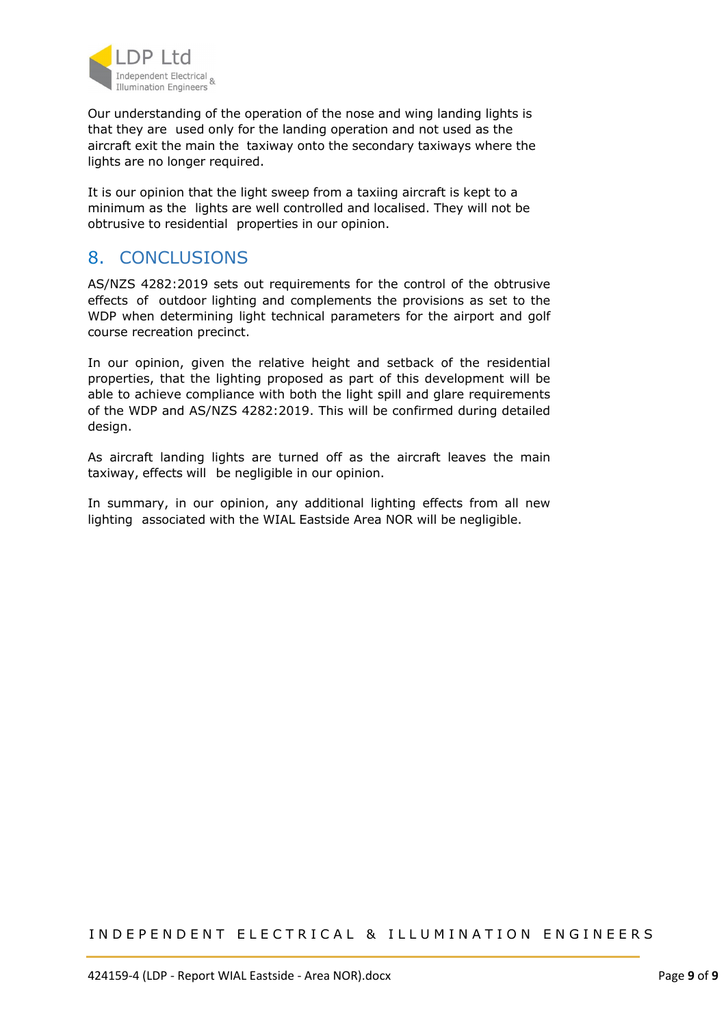Our understanding of the operation of the nose and wing landing lights is that they are used only for the landing operation and not used as the aircraft exit the main the taxiway onto the secondary taxiways where the lights are no longer required.

It is our opinion that the light sweep from a taxiing aircraft is kept to a minimum as the lights are well controlled and localised. They will not be obtrusive to residential properties in our opinion.

## 8. CONCLUSIONS

AS/NZS 4282:2019 sets out requirements for the control of the obtrusive effects of outdoor lighting and complements the provisions as set to the WDP when determining light technical parameters for the airport and golf course recreation precinct.

In our opinion, given the relative height and setback of the residential properties, that the lighting proposed as part of this development will be able to achieve compliance with both the light spill and glare requirements of the WDP and AS/NZS 4282:2019. This will be confirmed during detailed design.

As aircraft landing lights are turned off as the aircraft leaves the main taxiway, effects will be negligible in our opinion.

In summary, in our opinion, any additional lighting effects from all new lighting associated with the WIAL Eastside Area NOR will be negligible.